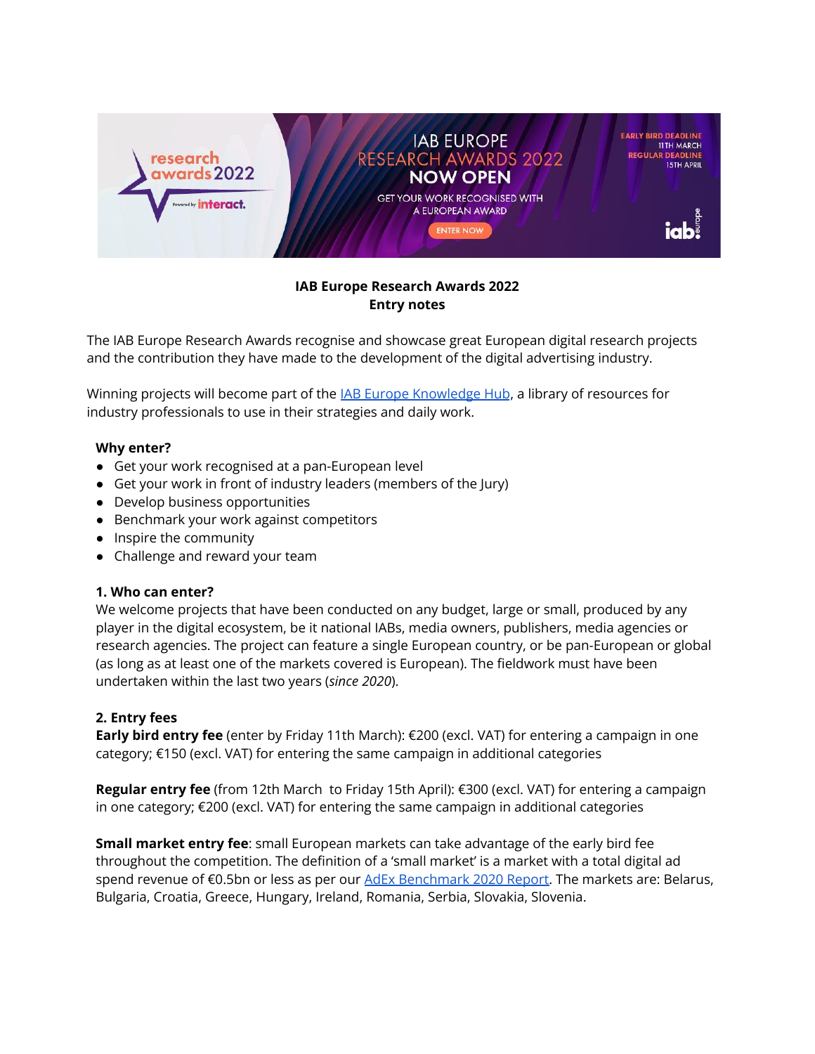**IAB Europe Research Awards 2022**
**Entry notes**

The IAB Europe Research Awards recognise and showcase great European digital research projects and the contribution they have made to the development of the digital advertising industry.

Winning projects will become part of the [IAB Europe Knowledge Hub](), a library of resources for industry professionals to use in their strategies and daily work.

**Why enter?**

- Get your work recognised at a pan-European level
- Get your work in front of industry leaders (members of the Jury)
- Develop business opportunities
- Benchmark your work against competitors
- Inspire the community
- Challenge and reward your team

**1. Who can enter?**

We welcome projects that have been conducted on any budget, large or small, produced by any player in the digital ecosystem, be it national IABs, media owners, publishers, media agencies or research agencies. The project can feature a single European country, or be pan-European or global (as long as at least one of the markets covered is European). The fieldwork must have been undertaken within the last two years (*since 2020*).

**2. Entry fees**

**Early bird entry fee** (enter by Friday 11th March): €200 (excl. VAT) for entering a campaign in one category; €150 (excl. VAT) for entering the same campaign in additional categories

**Regular entry fee** (from 12th March to Friday 15th April): €300 (excl. VAT) for entering a campaign in one category; €200 (excl. VAT) for entering the same campaign in additional categories

**Small market entry fee**: small European markets can take advantage of the early bird fee throughout the competition. The definition of a 'small market' is a market with a total digital ad spend revenue of €0.5bn or less as per our [AdEx Benchmark 2020 Report](). The markets are: Belarus, Bulgaria, Croatia, Greece, Hungary, Ireland, Romania, Serbia, Slovakia, Slovenia.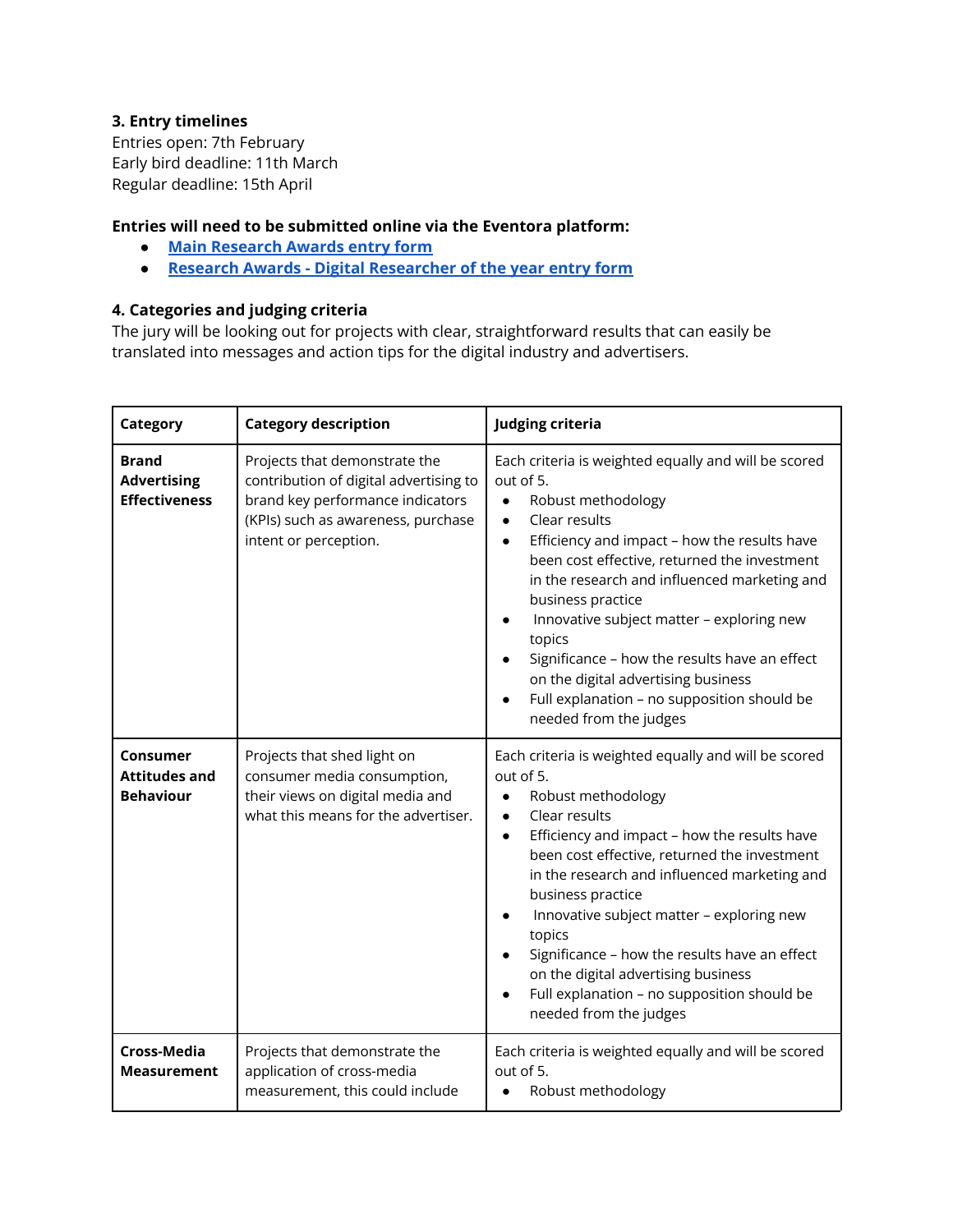### 3. Entry timelines

Entries open: 7th February
Early bird deadline: 11th March
Regular deadline: 15th April

**Entries will need to be submitted online via the Eventora platform:**

- **Main Research Awards entry form**
- **Research Awards - Digital Researcher of the year entry form**

### 4. Categories and judging criteria

The jury will be looking out for projects with clear, straightforward results that can easily be translated into messages and action tips for the digital industry and advertisers.

| Category | Category description | Judging criteria |
|---|---|---|
| **Brand Advertising Effectiveness** | Projects that demonstrate the contribution of digital advertising to brand key performance indicators (KPIs) such as awareness, purchase intent or perception. | Each criteria is weighted equally and will be scored out of 5.<br>• Robust methodology<br>• Clear results<br>• Efficiency and impact – how the results have been cost effective, returned the investment in the research and influenced marketing and business practice<br>• Innovative subject matter – exploring new topics<br>• Significance – how the results have an effect on the digital advertising business<br>• Full explanation – no supposition should be needed from the judges |
| **Consumer Attitudes and Behaviour** | Projects that shed light on consumer media consumption, their views on digital media and what this means for the advertiser. | Each criteria is weighted equally and will be scored out of 5.<br>• Robust methodology<br>• Clear results<br>• Efficiency and impact – how the results have been cost effective, returned the investment in the research and influenced marketing and business practice<br>• Innovative subject matter – exploring new topics<br>• Significance – how the results have an effect on the digital advertising business<br>• Full explanation – no supposition should be needed from the judges |
| **Cross-Media Measurement** | Projects that demonstrate the application of cross-media measurement, this could include | Each criteria is weighted equally and will be scored out of 5.<br>• Robust methodology |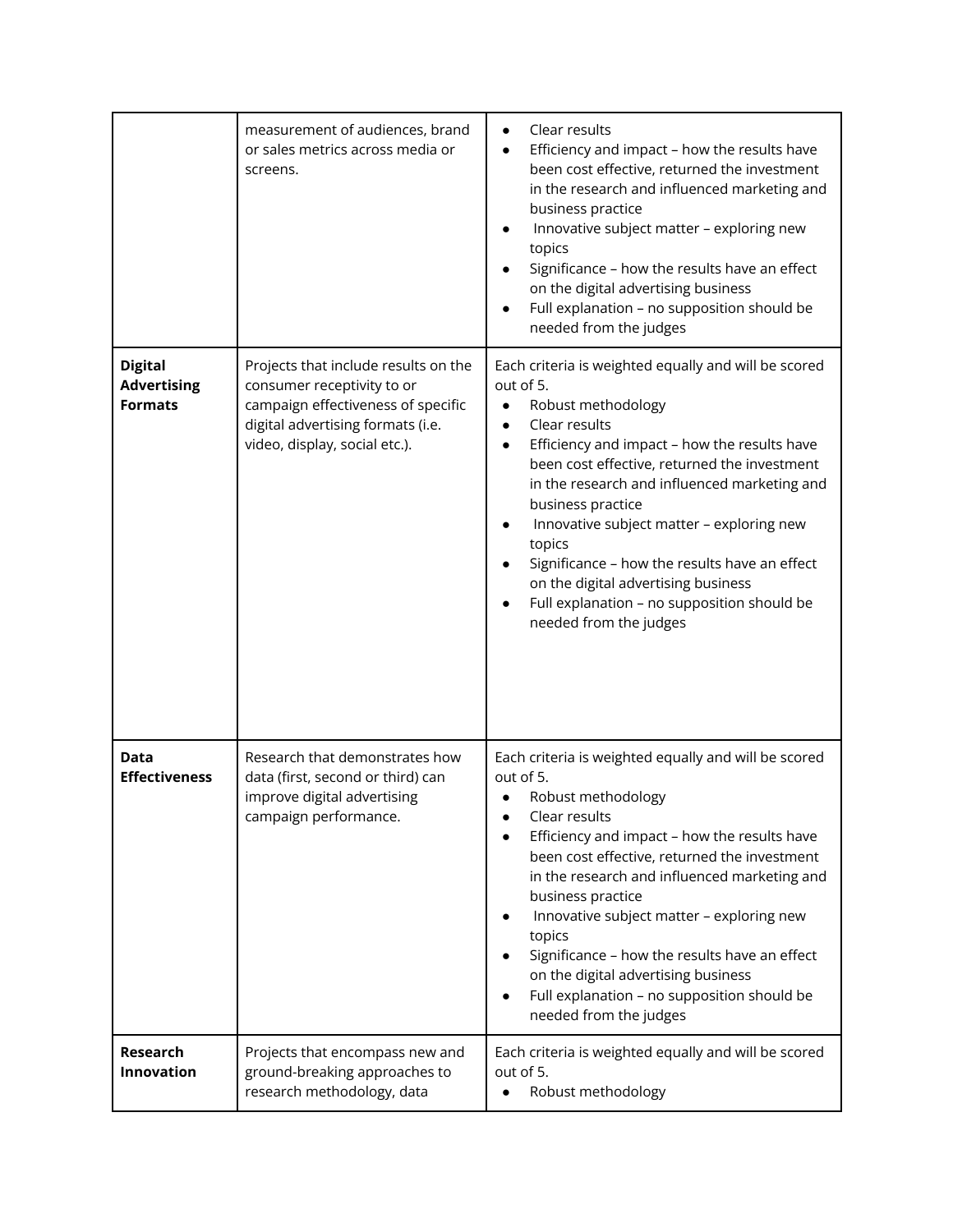| | | |
|---|---|---|
| | measurement of audiences, brand or sales metrics across media or screens. | • Clear results<br>• Efficiency and impact – how the results have been cost effective, returned the investment in the research and influenced marketing and business practice<br>• Innovative subject matter – exploring new topics<br>• Significance – how the results have an effect on the digital advertising business<br>• Full explanation – no supposition should be needed from the judges |
| **Digital Advertising Formats** | Projects that include results on the consumer receptivity to or campaign effectiveness of specific digital advertising formats (i.e. video, display, social etc.). | Each criteria is weighted equally and will be scored out of 5.<br>• Robust methodology<br>• Clear results<br>• Efficiency and impact – how the results have been cost effective, returned the investment in the research and influenced marketing and business practice<br>• Innovative subject matter – exploring new topics<br>• Significance – how the results have an effect on the digital advertising business<br>• Full explanation – no supposition should be needed from the judges |
| **Data Effectiveness** | Research that demonstrates how data (first, second or third) can improve digital advertising campaign performance. | Each criteria is weighted equally and will be scored out of 5.<br>• Robust methodology<br>• Clear results<br>• Efficiency and impact – how the results have been cost effective, returned the investment in the research and influenced marketing and business practice<br>• Innovative subject matter – exploring new topics<br>• Significance – how the results have an effect on the digital advertising business<br>• Full explanation – no supposition should be needed from the judges |
| **Research Innovation** | Projects that encompass new and ground-breaking approaches to research methodology, data | Each criteria is weighted equally and will be scored out of 5.<br>• Robust methodology |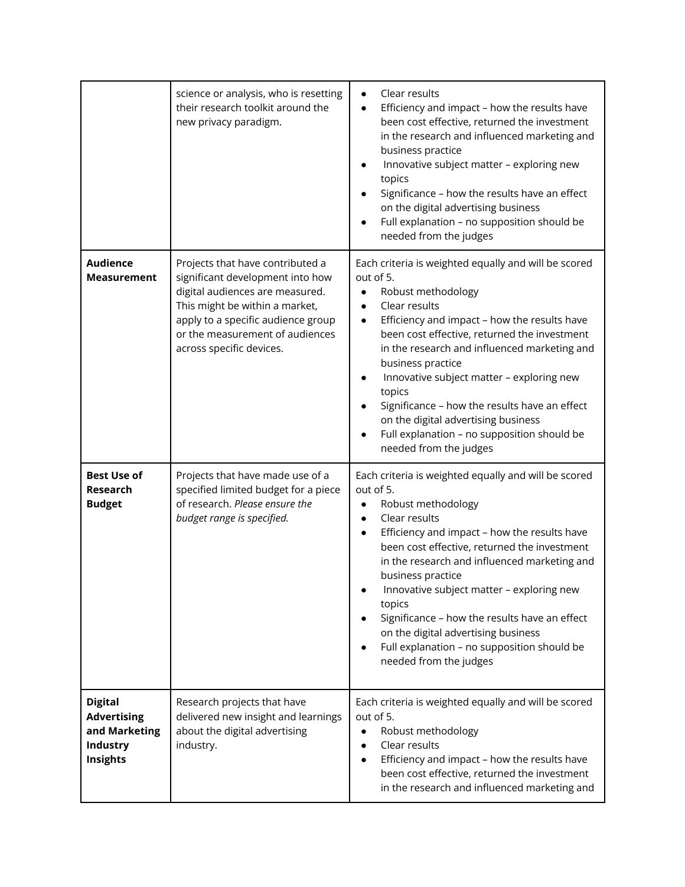| | | |
|---|---|---|
| | science or analysis, who is resetting their research toolkit around the new privacy paradigm. | <ul><li>Clear results</li><li>Efficiency and impact – how the results have been cost effective, returned the investment in the research and influenced marketing and business practice</li><li>Innovative subject matter – exploring new topics</li><li>Significance – how the results have an effect on the digital advertising business</li><li>Full explanation – no supposition should be needed from the judges</li></ul> |
| **Audience Measurement** | Projects that have contributed a significant development into how digital audiences are measured. This might be within a market, apply to a specific audience group or the measurement of audiences across specific devices. | Each criteria is weighted equally and will be scored out of 5.<ul><li>Robust methodology</li><li>Clear results</li><li>Efficiency and impact – how the results have been cost effective, returned the investment in the research and influenced marketing and business practice</li><li>Innovative subject matter – exploring new topics</li><li>Significance – how the results have an effect on the digital advertising business</li><li>Full explanation – no supposition should be needed from the judges</li></ul> |
| **Best Use of Research Budget** | Projects that have made use of a specified limited budget for a piece of research. *Please ensure the budget range is specified.* | Each criteria is weighted equally and will be scored out of 5.<ul><li>Robust methodology</li><li>Clear results</li><li>Efficiency and impact – how the results have been cost effective, returned the investment in the research and influenced marketing and business practice</li><li>Innovative subject matter – exploring new topics</li><li>Significance – how the results have an effect on the digital advertising business</li><li>Full explanation – no supposition should be needed from the judges</li></ul> |
| **Digital Advertising and Marketing Industry Insights** | Research projects that have delivered new insight and learnings about the digital advertising industry. | Each criteria is weighted equally and will be scored out of 5.<ul><li>Robust methodology</li><li>Clear results</li><li>Efficiency and impact – how the results have been cost effective, returned the investment in the research and influenced marketing and</li></ul> |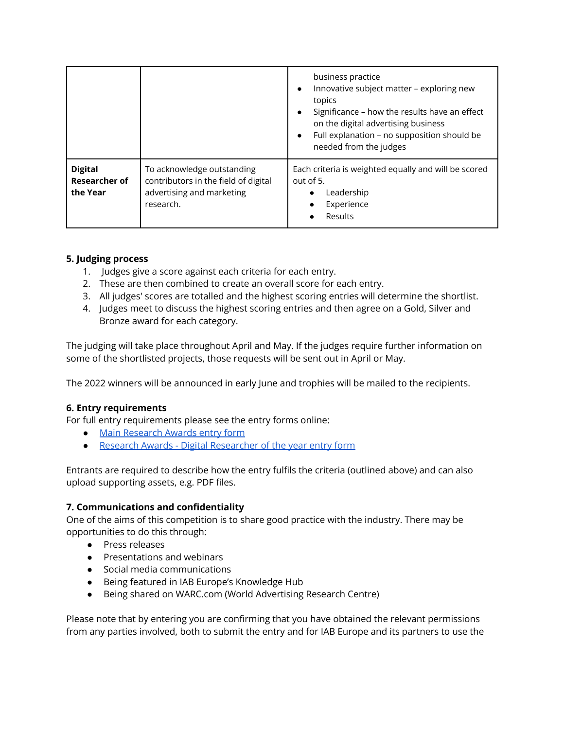| | | |
|---|---|---|
| | | business practice<br>• Innovative subject matter – exploring new topics<br>• Significance – how the results have an effect on the digital advertising business<br>• Full explanation – no supposition should be needed from the judges |
| **Digital Researcher of the Year** | To acknowledge outstanding contributors in the field of digital advertising and marketing research. | Each criteria is weighted equally and will be scored out of 5.<br>• Leadership<br>• Experience<br>• Results |

**5. Judging process**

1. Judges give a score against each criteria for each entry.
2. These are then combined to create an overall score for each entry.
3. All judges' scores are totalled and the highest scoring entries will determine the shortlist.
4. Judges meet to discuss the highest scoring entries and then agree on a Gold, Silver and Bronze award for each category.

The judging will take place throughout April and May. If the judges require further information on some of the shortlisted projects, those requests will be sent out in April or May.

The 2022 winners will be announced in early June and trophies will be mailed to the recipients.

**6. Entry requirements**

For full entry requirements please see the entry forms online:

- Main Research Awards entry form
- Research Awards - Digital Researcher of the year entry form

Entrants are required to describe how the entry fulfils the criteria (outlined above) and can also upload supporting assets, e.g. PDF files.

**7. Communications and confidentiality**

One of the aims of this competition is to share good practice with the industry. There may be opportunities to do this through:

- Press releases
- Presentations and webinars
- Social media communications
- Being featured in IAB Europe's Knowledge Hub
- Being shared on WARC.com (World Advertising Research Centre)

Please note that by entering you are confirming that you have obtained the relevant permissions from any parties involved, both to submit the entry and for IAB Europe and its partners to use the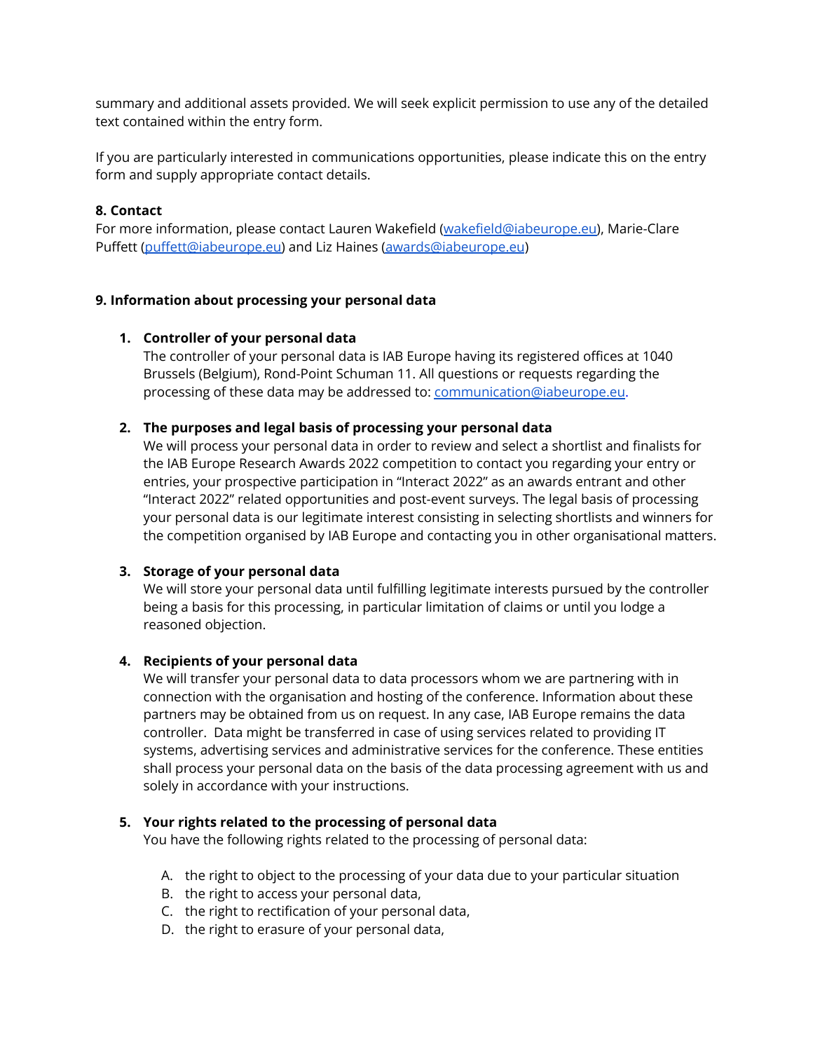summary and additional assets provided. We will seek explicit permission to use any of the detailed text contained within the entry form.

If you are particularly interested in communications opportunities, please indicate this on the entry form and supply appropriate contact details.

**8. Contact**
For more information, please contact Lauren Wakefield (wakefield@iabeurope.eu), Marie-Clare Puffett (puffett@iabeurope.eu) and Liz Haines (awards@iabeurope.eu)

**9. Information about processing your personal data**

1. **Controller of your personal data**
   The controller of your personal data is IAB Europe having its registered offices at 1040 Brussels (Belgium), Rond-Point Schuman 11. All questions or requests regarding the processing of these data may be addressed to: communication@iabeurope.eu.

2. **The purposes and legal basis of processing your personal data**
   We will process your personal data in order to review and select a shortlist and finalists for the IAB Europe Research Awards 2022 competition to contact you regarding your entry or entries, your prospective participation in "Interact 2022" as an awards entrant and other "Interact 2022" related opportunities and post-event surveys. The legal basis of processing your personal data is our legitimate interest consisting in selecting shortlists and winners for the competition organised by IAB Europe and contacting you in other organisational matters.

3. **Storage of your personal data**
   We will store your personal data until fulfilling legitimate interests pursued by the controller being a basis for this processing, in particular limitation of claims or until you lodge a reasoned objection.

4. **Recipients of your personal data**
   We will transfer your personal data to data processors whom we are partnering with in connection with the organisation and hosting of the conference. Information about these partners may be obtained from us on request. In any case, IAB Europe remains the data controller. Data might be transferred in case of using services related to providing IT systems, advertising services and administrative services for the conference. These entities shall process your personal data on the basis of the data processing agreement with us and solely in accordance with your instructions.

5. **Your rights related to the processing of personal data**
   You have the following rights related to the processing of personal data:

   A. the right to object to the processing of your data due to your particular situation
   B. the right to access your personal data,
   C. the right to rectification of your personal data,
   D. the right to erasure of your personal data,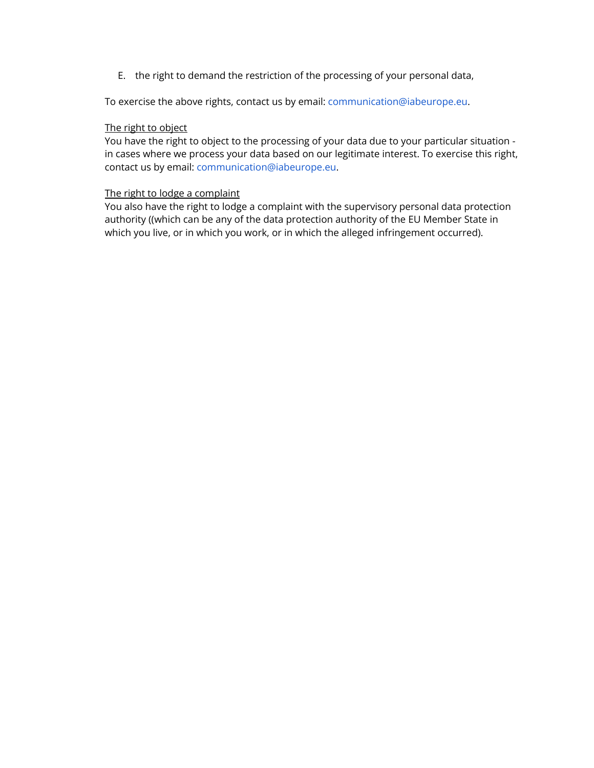E. the right to demand the restriction of the processing of your personal data,

To exercise the above rights, contact us by email: communication@iabeurope.eu.

<u>The right to object</u>
You have the right to object to the processing of your data due to your particular situation - in cases where we process your data based on our legitimate interest. To exercise this right, contact us by email: communication@iabeurope.eu.

<u>The right to lodge a complaint</u>
You also have the right to lodge a complaint with the supervisory personal data protection authority ((which can be any of the data protection authority of the EU Member State in which you live, or in which you work, or in which the alleged infringement occurred).